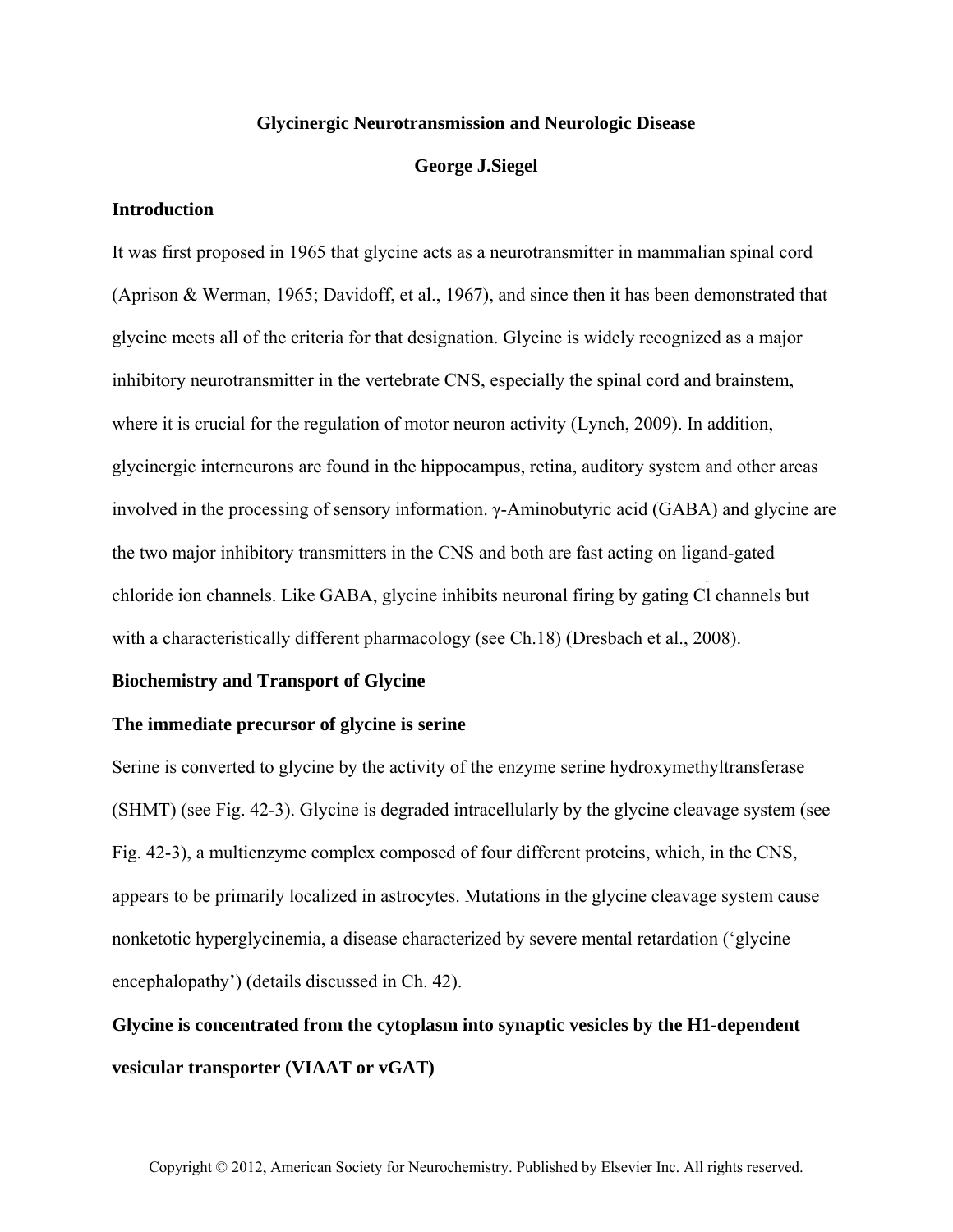# Glycinergic Neurotransmission and Neurologic Disease

**George J.Siegel**

## Introduction

It was first proposed in 1965 that glycine acts as a neurotransmitter in mammalian spinal cord (Aprison & Werman, 1965; Davidoff, et al., 1967), and since then it has been demonstrated that glycine meets all of the criteria for that designation. Glycine is widely recognized as a major inhibitory neurotransmitter in the vertebrate CNS, especially the spinal cord and brainstem, where it is crucial for the regulation of motor neuron activity (Lynch, 2009). In addition, glycinergic interneurons are found in the hippocampus, retina, auditory system and other areas involved in the processing of sensory information. γ-Aminobutyric acid (GABA) and glycine are the two major inhibitory transmitters in the CNS and both are fast acting on ligand-gated chloride ion channels. Like GABA, glycine inhibits neuronal firing by gating $Cl^-$ channels but with a characteristically different pharmacology (see Ch.18) (Dresbach et al., 2008).

## Biochemistry and Transport of Glycine

### The immediate precursor of glycine is serine

Serine is converted to glycine by the activity of the enzyme serine hydroxymethyltransferase (SHMT) (see Fig. 42-3). Glycine is degraded intracellularly by the glycine cleavage system (see Fig. 42-3), a multienzyme complex composed of four different proteins, which, in the CNS, appears to be primarily localized in astrocytes. Mutations in the glycine cleavage system cause nonketotic hyperglycinemia, a disease characterized by severe mental retardation ('glycine encephalopathy') (details discussed in Ch. 42).

### Glycine is concentrated from the cytoplasm into synaptic vesicles by the H1-dependent vesicular transporter (VIAAT or vGAT)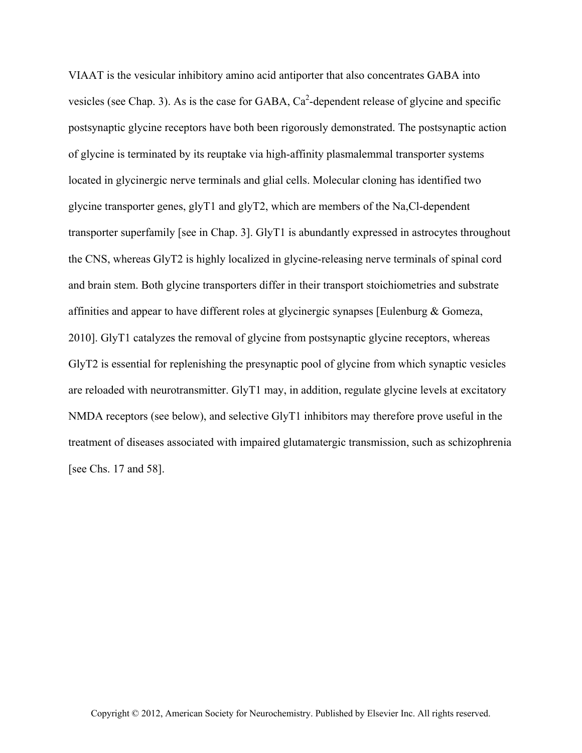VIAAT is the vesicular inhibitory amino acid antiporter that also concentrates GABA into vesicles (see Chap. 3). As is the case for GABA, $Ca^2$-dependent release of glycine and specific postsynaptic glycine receptors have both been rigorously demonstrated. The postsynaptic action of glycine is terminated by its reuptake via high-affinity plasmalemmal transporter systems located in glycinergic nerve terminals and glial cells. Molecular cloning has identified two glycine transporter genes, glyT1 and glyT2, which are members of the Na,Cl-dependent transporter superfamily [see in Chap. 3]. GlyT1 is abundantly expressed in astrocytes throughout the CNS, whereas GlyT2 is highly localized in glycine-releasing nerve terminals of spinal cord and brain stem. Both glycine transporters differ in their transport stoichiometries and substrate affinities and appear to have different roles at glycinergic synapses [Eulenburg & Gomeza, 2010]. GlyT1 catalyzes the removal of glycine from postsynaptic glycine receptors, whereas GlyT2 is essential for replenishing the presynaptic pool of glycine from which synaptic vesicles are reloaded with neurotransmitter. GlyT1 may, in addition, regulate glycine levels at excitatory NMDA receptors (see below), and selective GlyT1 inhibitors may therefore prove useful in the treatment of diseases associated with impaired glutamatergic transmission, such as schizophrenia [see Chs. 17 and 58].

Copyright © 2012, American Society for Neurochemistry. Published by Elsevier Inc. All rights reserved.